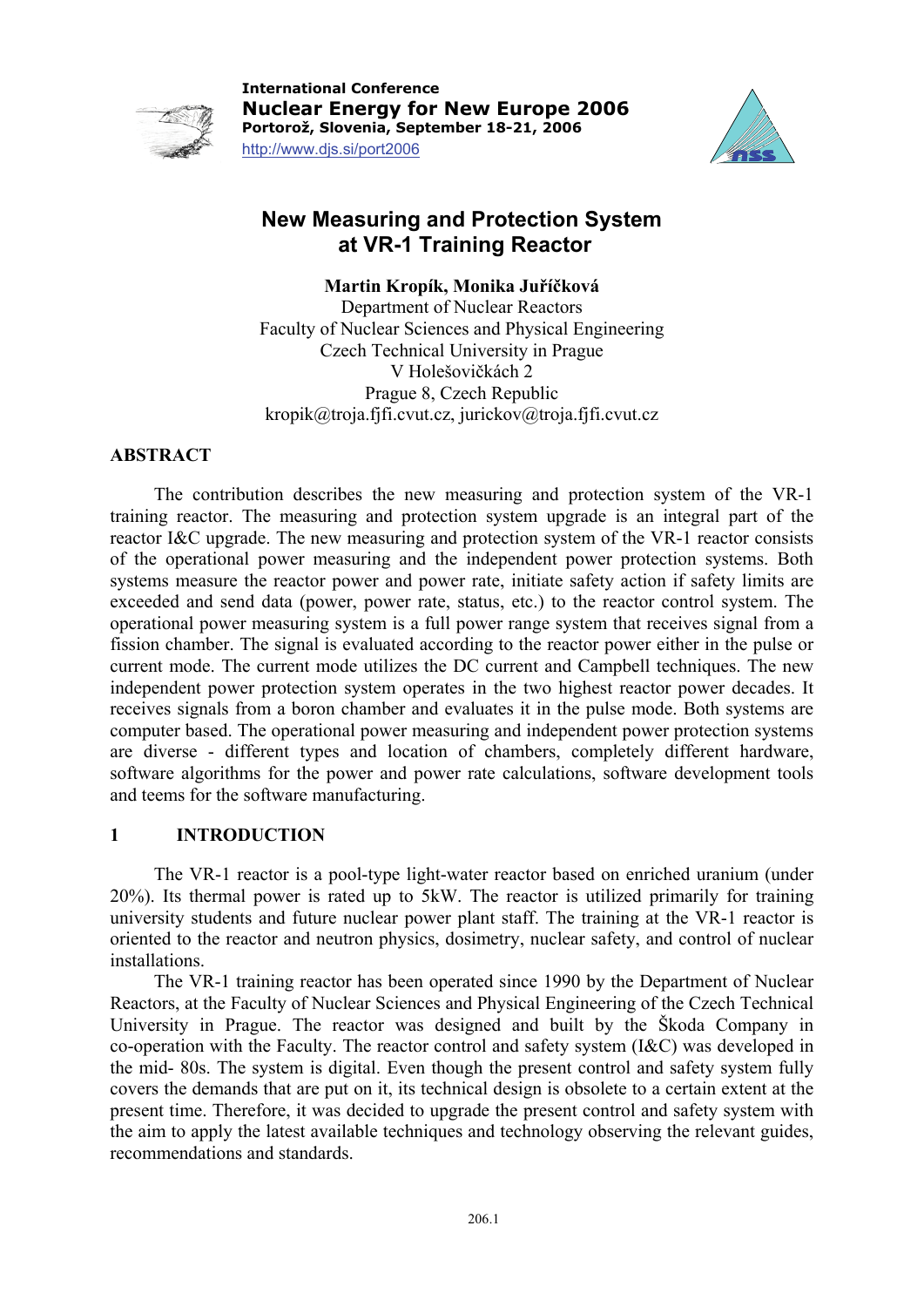**International Conference**
**Nuclear Energy for New Europe 2006**
**Portorož, Slovenia, September 18-21, 2006**
http://www.djs.si/port2006

# New Measuring and Protection System at VR-1 Training Reactor

**Martin Kropík, Monika Juříčková**
Department of Nuclear Reactors
Faculty of Nuclear Sciences and Physical Engineering
Czech Technical University in Prague
V Holešovičkách 2
Prague 8, Czech Republic
kropik@troja.fjfi.cvut.cz, jurickov@troja.fjfi.cvut.cz

## ABSTRACT

The contribution describes the new measuring and protection system of the VR-1 training reactor. The measuring and protection system upgrade is an integral part of the reactor I&C upgrade. The new measuring and protection system of the VR-1 reactor consists of the operational power measuring and the independent power protection systems. Both systems measure the reactor power and power rate, initiate safety action if safety limits are exceeded and send data (power, power rate, status, etc.) to the reactor control system. The operational power measuring system is a full power range system that receives signal from a fission chamber. The signal is evaluated according to the reactor power either in the pulse or current mode. The current mode utilizes the DC current and Campbell techniques. The new independent power protection system operates in the two highest reactor power decades. It receives signals from a boron chamber and evaluates it in the pulse mode. Both systems are computer based. The operational power measuring and independent power protection systems are diverse - different types and location of chambers, completely different hardware, software algorithms for the power and power rate calculations, software development tools and teems for the software manufacturing.

## 1 INTRODUCTION

The VR-1 reactor is a pool-type light-water reactor based on enriched uranium (under 20%). Its thermal power is rated up to 5kW. The reactor is utilized primarily for training university students and future nuclear power plant staff. The training at the VR-1 reactor is oriented to the reactor and neutron physics, dosimetry, nuclear safety, and control of nuclear installations.

The VR-1 training reactor has been operated since 1990 by the Department of Nuclear Reactors, at the Faculty of Nuclear Sciences and Physical Engineering of the Czech Technical University in Prague. The reactor was designed and built by the Škoda Company in co-operation with the Faculty. The reactor control and safety system (I&C) was developed in the mid- 80s. The system is digital. Even though the present control and safety system fully covers the demands that are put on it, its technical design is obsolete to a certain extent at the present time. Therefore, it was decided to upgrade the present control and safety system with the aim to apply the latest available techniques and technology observing the relevant guides, recommendations and standards.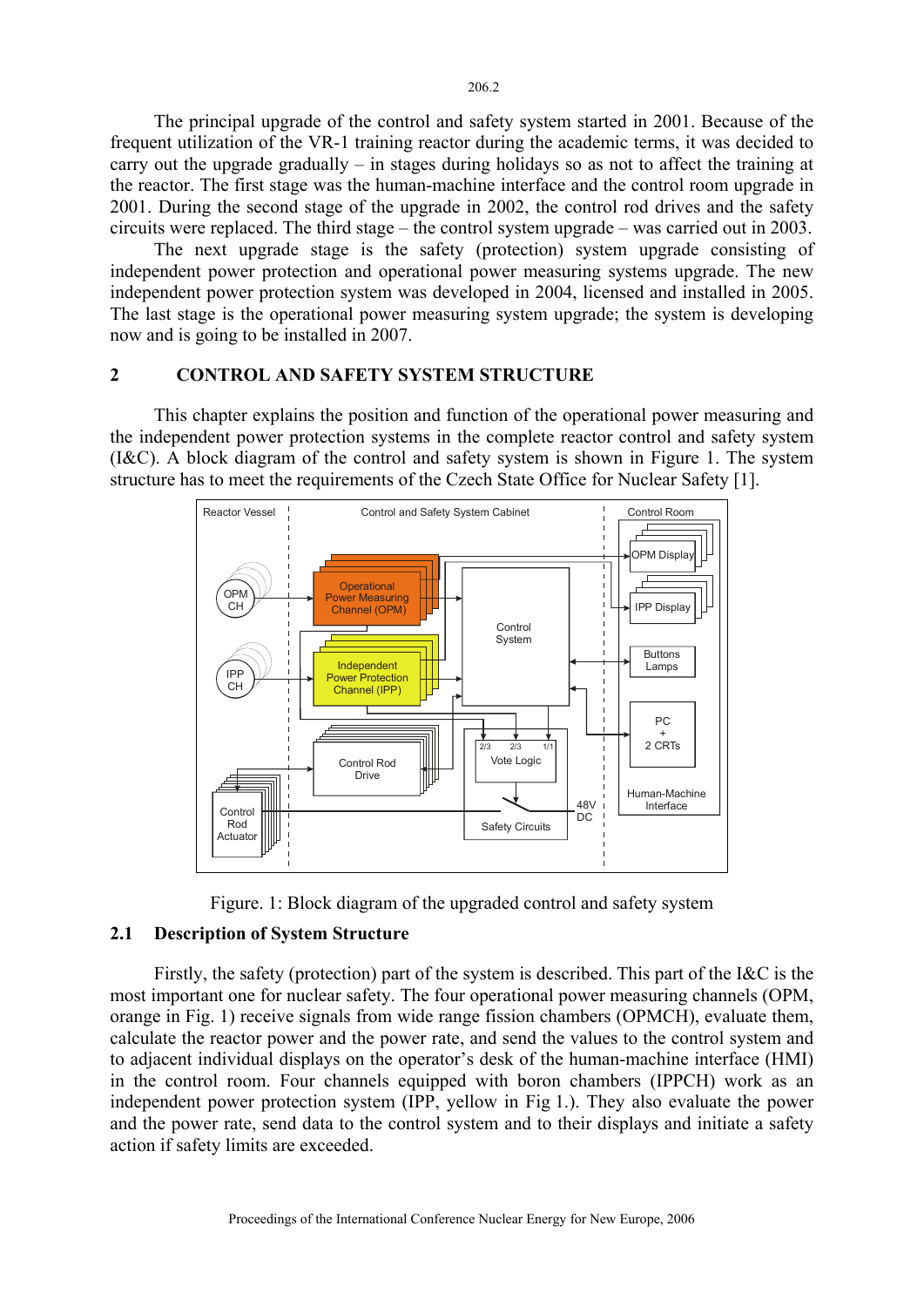The principal upgrade of the control and safety system started in 2001. Because of the frequent utilization of the VR-1 training reactor during the academic terms, it was decided to carry out the upgrade gradually – in stages during holidays so as not to affect the training at the reactor. The first stage was the human-machine interface and the control room upgrade in 2001. During the second stage of the upgrade in 2002, the control rod drives and the safety circuits were replaced. The third stage – the control system upgrade – was carried out in 2003.

The next upgrade stage is the safety (protection) system upgrade consisting of independent power protection and operational power measuring systems upgrade. The new independent power protection system was developed in 2004, licensed and installed in 2005. The last stage is the operational power measuring system upgrade; the system is developing now and is going to be installed in 2007.

## 2 CONTROL AND SAFETY SYSTEM STRUCTURE

This chapter explains the position and function of the operational power measuring and the independent power protection systems in the complete reactor control and safety system (I&C). A block diagram of the control and safety system is shown in Figure 1. The system structure has to meet the requirements of the Czech State Office for Nuclear Safety [1].

Figure. 1: Block diagram of the upgraded control and safety system

### 2.1 Description of System Structure

Firstly, the safety (protection) part of the system is described. This part of the I&C is the most important one for nuclear safety. The four operational power measuring channels (OPM, orange in Fig. 1) receive signals from wide range fission chambers (OPMCH), evaluate them, calculate the reactor power and the power rate, and send the values to the control system and to adjacent individual displays on the operator's desk of the human-machine interface (HMI) in the control room. Four channels equipped with boron chambers (IPPCH) work as an independent power protection system (IPP, yellow in Fig 1.). They also evaluate the power and the power rate, send data to the control system and to their displays and initiate a safety action if safety limits are exceeded.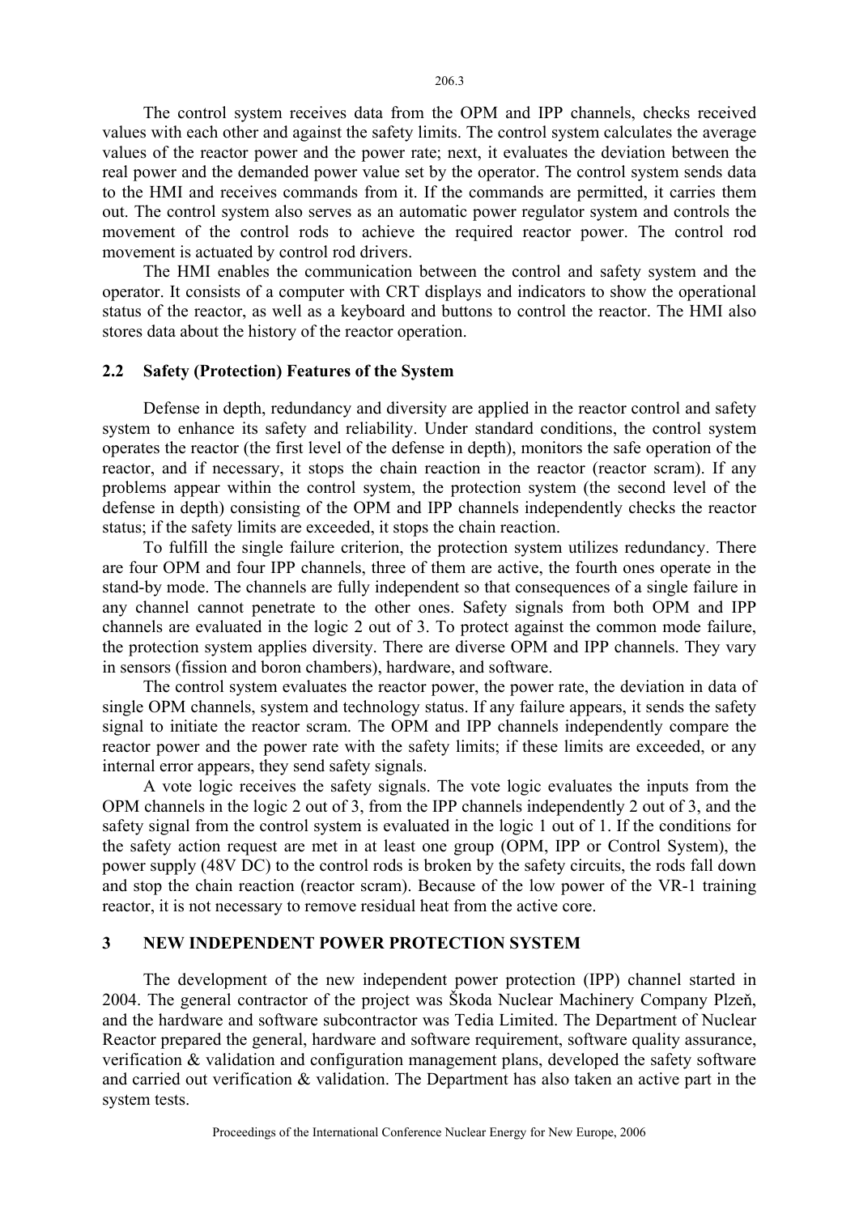The control system receives data from the OPM and IPP channels, checks received values with each other and against the safety limits. The control system calculates the average values of the reactor power and the power rate; next, it evaluates the deviation between the real power and the demanded power value set by the operator. The control system sends data to the HMI and receives commands from it. If the commands are permitted, it carries them out. The control system also serves as an automatic power regulator system and controls the movement of the control rods to achieve the required reactor power. The control rod movement is actuated by control rod drivers.

The HMI enables the communication between the control and safety system and the operator. It consists of a computer with CRT displays and indicators to show the operational status of the reactor, as well as a keyboard and buttons to control the reactor. The HMI also stores data about the history of the reactor operation.

### 2.2 Safety (Protection) Features of the System

Defense in depth, redundancy and diversity are applied in the reactor control and safety system to enhance its safety and reliability. Under standard conditions, the control system operates the reactor (the first level of the defense in depth), monitors the safe operation of the reactor, and if necessary, it stops the chain reaction in the reactor (reactor scram). If any problems appear within the control system, the protection system (the second level of the defense in depth) consisting of the OPM and IPP channels independently checks the reactor status; if the safety limits are exceeded, it stops the chain reaction.

To fulfill the single failure criterion, the protection system utilizes redundancy. There are four OPM and four IPP channels, three of them are active, the fourth ones operate in the stand-by mode. The channels are fully independent so that consequences of a single failure in any channel cannot penetrate to the other ones. Safety signals from both OPM and IPP channels are evaluated in the logic 2 out of 3. To protect against the common mode failure, the protection system applies diversity. There are diverse OPM and IPP channels. They vary in sensors (fission and boron chambers), hardware, and software.

The control system evaluates the reactor power, the power rate, the deviation in data of single OPM channels, system and technology status. If any failure appears, it sends the safety signal to initiate the reactor scram. The OPM and IPP channels independently compare the reactor power and the power rate with the safety limits; if these limits are exceeded, or any internal error appears, they send safety signals.

A vote logic receives the safety signals. The vote logic evaluates the inputs from the OPM channels in the logic 2 out of 3, from the IPP channels independently 2 out of 3, and the safety signal from the control system is evaluated in the logic 1 out of 1. If the conditions for the safety action request are met in at least one group (OPM, IPP or Control System), the power supply (48V DC) to the control rods is broken by the safety circuits, the rods fall down and stop the chain reaction (reactor scram). Because of the low power of the VR-1 training reactor, it is not necessary to remove residual heat from the active core.

## 3 NEW INDEPENDENT POWER PROTECTION SYSTEM

The development of the new independent power protection (IPP) channel started in 2004. The general contractor of the project was Škoda Nuclear Machinery Company Plzeň, and the hardware and software subcontractor was Tedia Limited. The Department of Nuclear Reactor prepared the general, hardware and software requirement, software quality assurance, verification & validation and configuration management plans, developed the safety software and carried out verification & validation. The Department has also taken an active part in the system tests.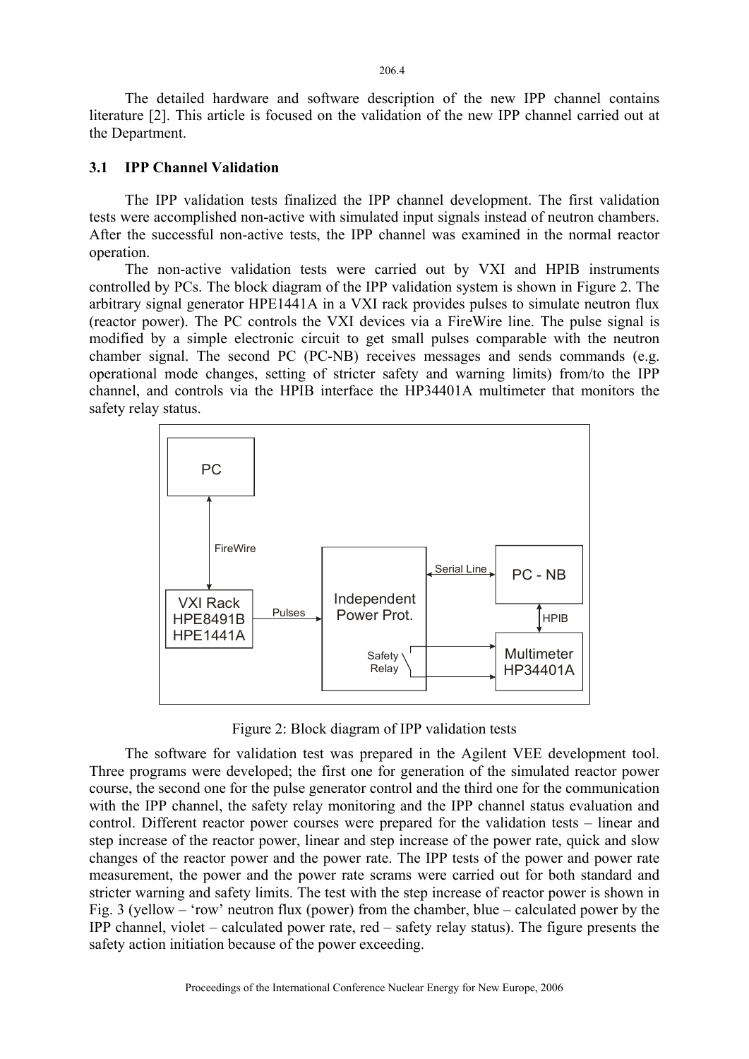The detailed hardware and software description of the new IPP channel contains literature [2]. This article is focused on the validation of the new IPP channel carried out at the Department.

### 3.1 IPP Channel Validation

The IPP validation tests finalized the IPP channel development. The first validation tests were accomplished non-active with simulated input signals instead of neutron chambers. After the successful non-active tests, the IPP channel was examined in the normal reactor operation.

The non-active validation tests were carried out by VXI and HPIB instruments controlled by PCs. The block diagram of the IPP validation system is shown in Figure 2. The arbitrary signal generator HPE1441A in a VXI rack provides pulses to simulate neutron flux (reactor power). The PC controls the VXI devices via a FireWire line. The pulse signal is modified by a simple electronic circuit to get small pulses comparable with the neutron chamber signal. The second PC (PC-NB) receives messages and sends commands (e.g. operational mode changes, setting of stricter safety and warning limits) from/to the IPP channel, and controls via the HPIB interface the HP34401A multimeter that monitors the safety relay status.

Figure 2: Block diagram of IPP validation tests

The software for validation test was prepared in the Agilent VEE development tool. Three programs were developed; the first one for generation of the simulated reactor power course, the second one for the pulse generator control and the third one for the communication with the IPP channel, the safety relay monitoring and the IPP channel status evaluation and control. Different reactor power courses were prepared for the validation tests – linear and step increase of the reactor power, linear and step increase of the power rate, quick and slow changes of the reactor power and the power rate. The IPP tests of the power and power rate measurement, the power and the power rate scrams were carried out for both standard and stricter warning and safety limits. The test with the step increase of reactor power is shown in Fig. 3 (yellow – 'row' neutron flux (power) from the chamber, blue – calculated power by the IPP channel, violet – calculated power rate, red – safety relay status). The figure presents the safety action initiation because of the power exceeding.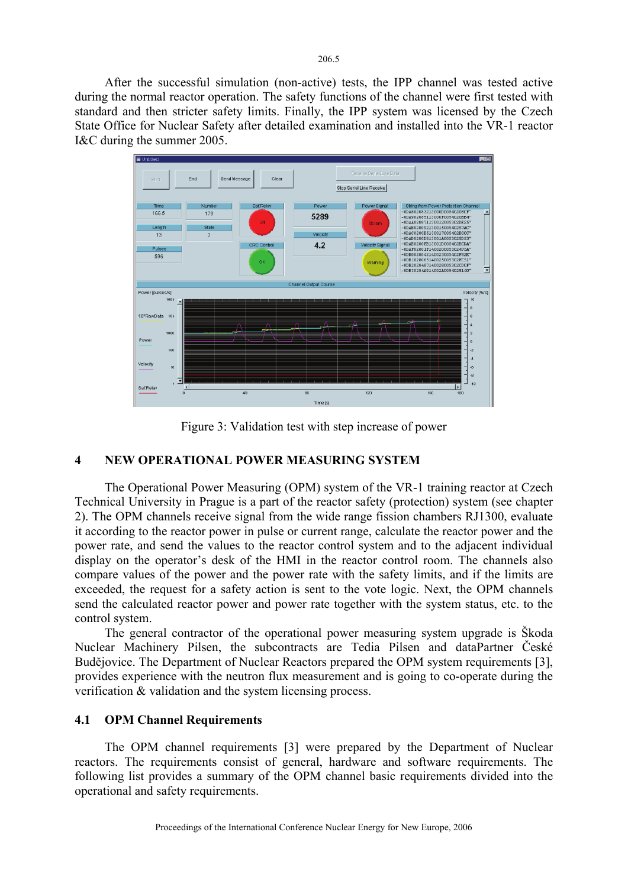After the successful simulation (non-active) tests, the IPP channel was tested active during the normal reactor operation. The safety functions of the channel were first tested with standard and then stricter safety limits. Finally, the IPP system was licensed by the Czech State Office for Nuclear Safety after detailed examination and installed into the VR-1 reactor I&C during the summer 2005.

Figure 3: Validation test with step increase of power

## 4 NEW OPERATIONAL POWER MEASURING SYSTEM

The Operational Power Measuring (OPM) system of the VR-1 training reactor at Czech Technical University in Prague is a part of the reactor safety (protection) system (see chapter 2). The OPM channels receive signal from the wide range fission chambers RJ1300, evaluate it according to the reactor power in pulse or current range, calculate the reactor power and the power rate, and send the values to the reactor control system and to the adjacent individual display on the operator's desk of the HMI in the reactor control room. The channels also compare values of the power and the power rate with the safety limits, and if the limits are exceeded, the request for a safety action is sent to the vote logic. Next, the OPM channels send the calculated reactor power and power rate together with the system status, etc. to the control system.

The general contractor of the operational power measuring system upgrade is Škoda Nuclear Machinery Pilsen, the subcontracts are Tedia Pilsen and dataPartner České Budějovice. The Department of Nuclear Reactors prepared the OPM system requirements [3], provides experience with the neutron flux measurement and is going to co-operate during the verification & validation and the system licensing process.

### 4.1 OPM Channel Requirements

The OPM channel requirements [3] were prepared by the Department of Nuclear reactors. The requirements consist of general, hardware and software requirements. The following list provides a summary of the OPM channel basic requirements divided into the operational and safety requirements.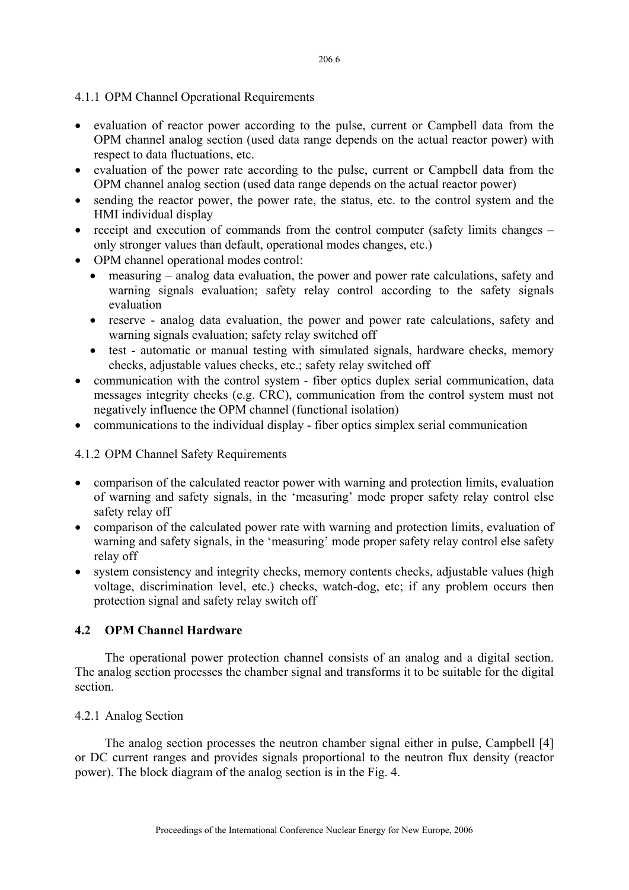#### 4.1.1 OPM Channel Operational Requirements

- evaluation of reactor power according to the pulse, current or Campbell data from the OPM channel analog section (used data range depends on the actual reactor power) with respect to data fluctuations, etc.
- evaluation of the power rate according to the pulse, current or Campbell data from the OPM channel analog section (used data range depends on the actual reactor power)
- sending the reactor power, the power rate, the status, etc. to the control system and the HMI individual display
- receipt and execution of commands from the control computer (safety limits changes – only stronger values than default, operational modes changes, etc.)
- OPM channel operational modes control:
  - measuring – analog data evaluation, the power and power rate calculations, safety and warning signals evaluation; safety relay control according to the safety signals evaluation
  - reserve - analog data evaluation, the power and power rate calculations, safety and warning signals evaluation; safety relay switched off
  - test - automatic or manual testing with simulated signals, hardware checks, memory checks, adjustable values checks, etc.; safety relay switched off
- communication with the control system - fiber optics duplex serial communication, data messages integrity checks (e.g. CRC), communication from the control system must not negatively influence the OPM channel (functional isolation)
- communications to the individual display - fiber optics simplex serial communication

#### 4.1.2 OPM Channel Safety Requirements

- comparison of the calculated reactor power with warning and protection limits, evaluation of warning and safety signals, in the 'measuring' mode proper safety relay control else safety relay off
- comparison of the calculated power rate with warning and protection limits, evaluation of warning and safety signals, in the 'measuring' mode proper safety relay control else safety relay off
- system consistency and integrity checks, memory contents checks, adjustable values (high voltage, discrimination level, etc.) checks, watch-dog, etc; if any problem occurs then protection signal and safety relay switch off

### 4.2 OPM Channel Hardware

The operational power protection channel consists of an analog and a digital section. The analog section processes the chamber signal and transforms it to be suitable for the digital section.

#### 4.2.1 Analog Section

The analog section processes the neutron chamber signal either in pulse, Campbell [4] or DC current ranges and provides signals proportional to the neutron flux density (reactor power). The block diagram of the analog section is in the Fig. 4.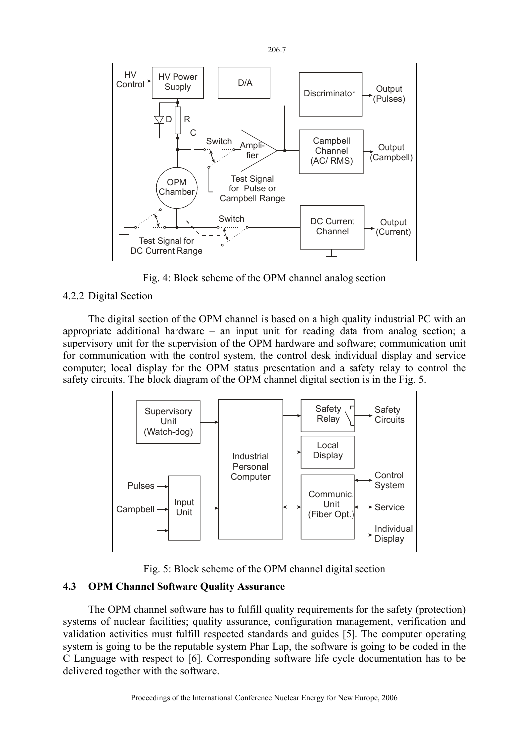Fig. 4: Block scheme of the OPM channel analog section

### 4.2.2 Digital Section

The digital section of the OPM channel is based on a high quality industrial PC with an appropriate additional hardware – an input unit for reading data from analog section; a supervisory unit for the supervision of the OPM hardware and software; communication unit for communication with the control system, the control desk individual display and service computer; local display for the OPM status presentation and a safety relay to control the safety circuits. The block diagram of the OPM channel digital section is in the Fig. 5.

Fig. 5: Block scheme of the OPM channel digital section

## 4.3 OPM Channel Software Quality Assurance

The OPM channel software has to fulfill quality requirements for the safety (protection) systems of nuclear facilities; quality assurance, configuration management, verification and validation activities must fulfill respected standards and guides [5]. The computer operating system is going to be the reputable system Phar Lap, the software is going to be coded in the C Language with respect to [6]. Corresponding software life cycle documentation has to be delivered together with the software.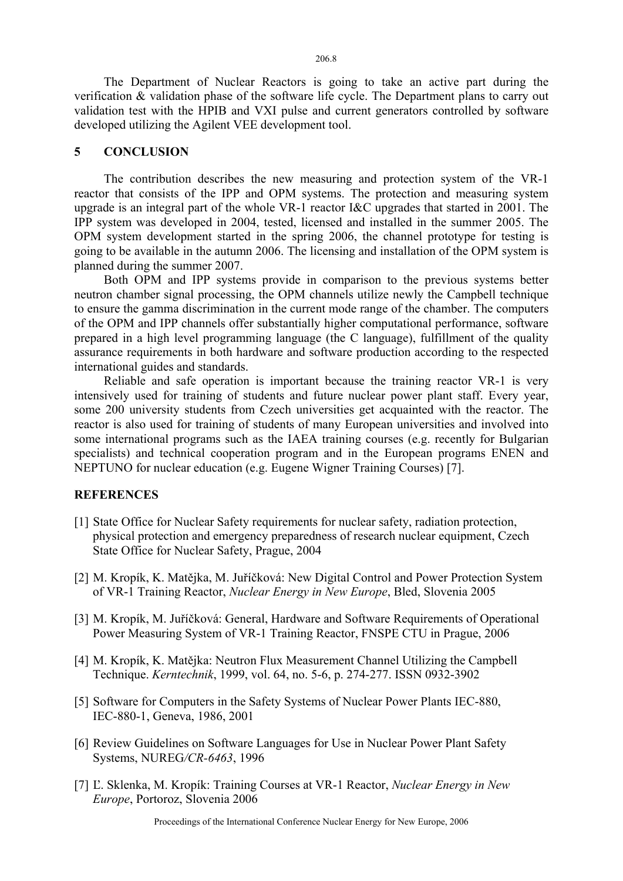The Department of Nuclear Reactors is going to take an active part during the verification & validation phase of the software life cycle. The Department plans to carry out validation test with the HPIB and VXI pulse and current generators controlled by software developed utilizing the Agilent VEE development tool.

## 5 CONCLUSION

The contribution describes the new measuring and protection system of the VR-1 reactor that consists of the IPP and OPM systems. The protection and measuring system upgrade is an integral part of the whole VR-1 reactor I&C upgrades that started in 2001. The IPP system was developed in 2004, tested, licensed and installed in the summer 2005. The OPM system development started in the spring 2006, the channel prototype for testing is going to be available in the autumn 2006. The licensing and installation of the OPM system is planned during the summer 2007.

Both OPM and IPP systems provide in comparison to the previous systems better neutron chamber signal processing, the OPM channels utilize newly the Campbell technique to ensure the gamma discrimination in the current mode range of the chamber. The computers of the OPM and IPP channels offer substantially higher computational performance, software prepared in a high level programming language (the C language), fulfillment of the quality assurance requirements in both hardware and software production according to the respected international guides and standards.

Reliable and safe operation is important because the training reactor VR-1 is very intensively used for training of students and future nuclear power plant staff. Every year, some 200 university students from Czech universities get acquainted with the reactor. The reactor is also used for training of students of many European universities and involved into some international programs such as the IAEA training courses (e.g. recently for Bulgarian specialists) and technical cooperation program and in the European programs ENEN and NEPTUNO for nuclear education (e.g. Eugene Wigner Training Courses) [7].

## REFERENCES

[1] State Office for Nuclear Safety requirements for nuclear safety, radiation protection, physical protection and emergency preparedness of research nuclear equipment, Czech State Office for Nuclear Safety, Prague, 2004

[2] M. Kropík, K. Matějka, M. Juříčková: New Digital Control and Power Protection System of VR-1 Training Reactor, *Nuclear Energy in New Europe*, Bled, Slovenia 2005

[3] M. Kropík, M. Juříčková: General, Hardware and Software Requirements of Operational Power Measuring System of VR-1 Training Reactor, FNSPE CTU in Prague, 2006

[4] M. Kropík, K. Matějka: Neutron Flux Measurement Channel Utilizing the Campbell Technique. *Kerntechnik*, 1999, vol. 64, no. 5-6, p. 274-277. ISSN 0932-3902

[5] Software for Computers in the Safety Systems of Nuclear Power Plants IEC-880, IEC-880-1, Geneva, 1986, 2001

[6] Review Guidelines on Software Languages for Use in Nuclear Power Plant Safety Systems, NUREG*/CR-6463*, 1996

[7] Ľ. Sklenka, M. Kropík: Training Courses at VR-1 Reactor, *Nuclear Energy in New Europe*, Portoroz, Slovenia 2006